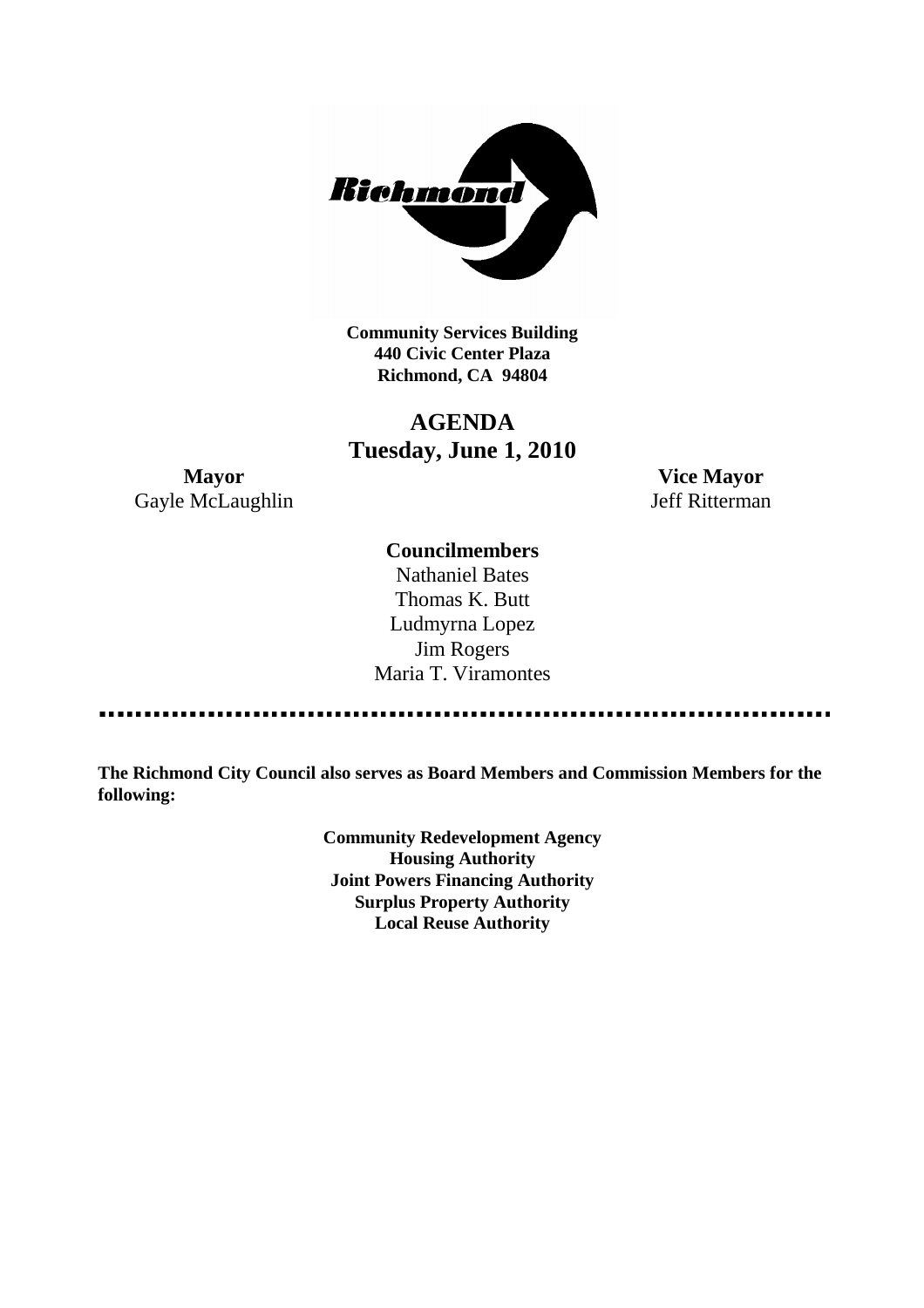**Community Services Building**
**440 Civic Center Plaza**
**Richmond, CA 94804**

# AGENDA
## Tuesday, June 1, 2010

**Mayor**
Gayle McLaughlin

**Vice Mayor**
Jeff Ritterman

**Councilmembers**
Nathaniel Bates
Thomas K. Butt
Ludmyrna Lopez
Jim Rogers
Maria T. Viramontes

**The Richmond City Council also serves as Board Members and Commission Members for the following:**

**Community Redevelopment Agency**
**Housing Authority**
**Joint Powers Financing Authority**
**Surplus Property Authority**
**Local Reuse Authority**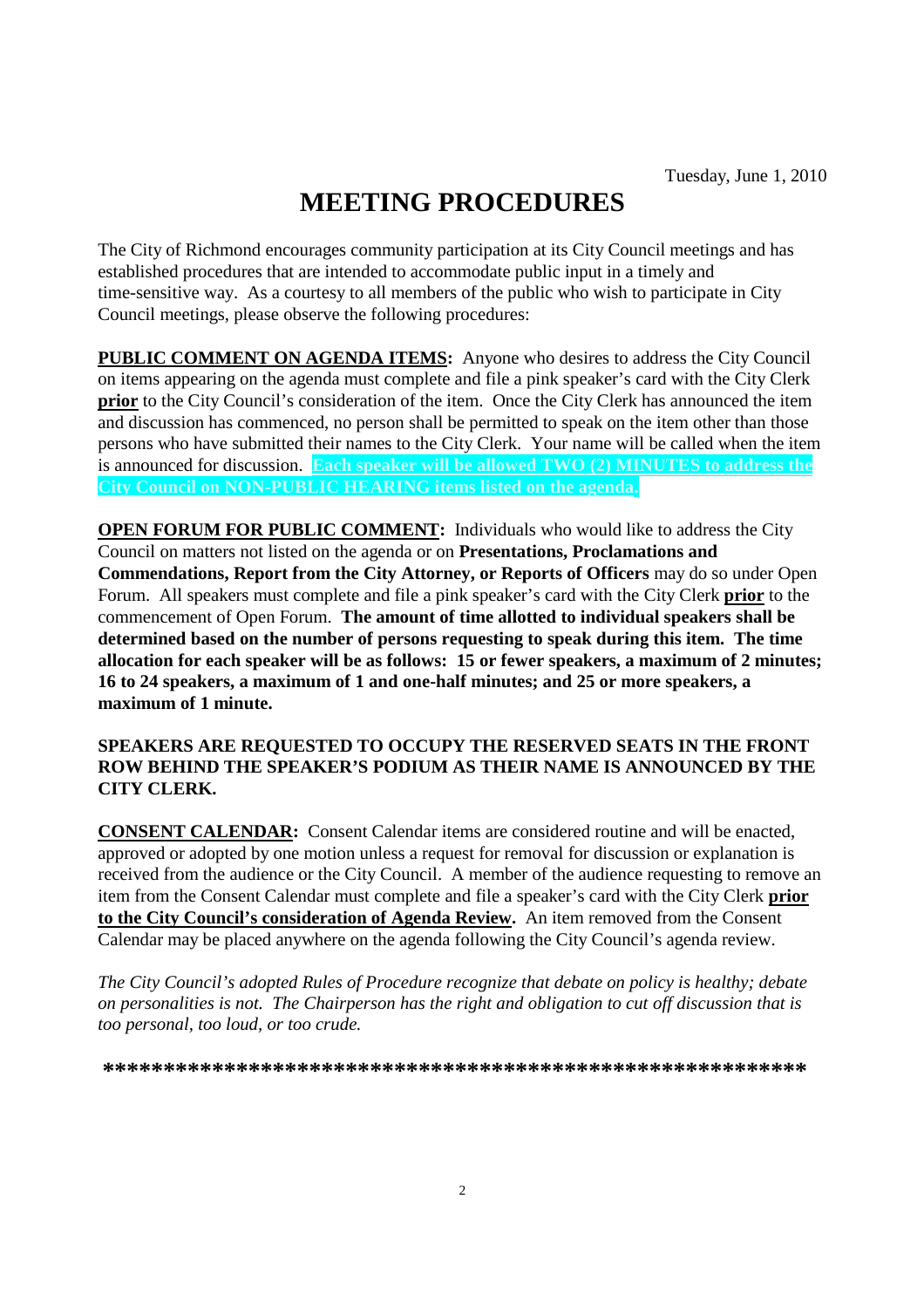Tuesday, June 1, 2010

# MEETING PROCEDURES

The City of Richmond encourages community participation at its City Council meetings and has established procedures that are intended to accommodate public input in a timely and time-sensitive way. As a courtesy to all members of the public who wish to participate in City Council meetings, please observe the following procedures:

**PUBLIC COMMENT ON AGENDA ITEMS:** Anyone who desires to address the City Council on items appearing on the agenda must complete and file a pink speaker's card with the City Clerk **prior** to the City Council's consideration of the item. Once the City Clerk has announced the item and discussion has commenced, no person shall be permitted to speak on the item other than those persons who have submitted their names to the City Clerk. Your name will be called when the item is announced for discussion. **Each speaker will be allowed TWO (2) MINUTES to address the City Council on NON-PUBLIC HEARING items listed on the agenda.**

**OPEN FORUM FOR PUBLIC COMMENT:** Individuals who would like to address the City Council on matters not listed on the agenda or on **Presentations, Proclamations and Commendations, Report from the City Attorney, or Reports of Officers** may do so under Open Forum. All speakers must complete and file a pink speaker's card with the City Clerk **prior** to the commencement of Open Forum. **The amount of time allotted to individual speakers shall be determined based on the number of persons requesting to speak during this item. The time allocation for each speaker will be as follows: 15 or fewer speakers, a maximum of 2 minutes; 16 to 24 speakers, a maximum of 1 and one-half minutes; and 25 or more speakers, a maximum of 1 minute.**

**SPEAKERS ARE REQUESTED TO OCCUPY THE RESERVED SEATS IN THE FRONT ROW BEHIND THE SPEAKER'S PODIUM AS THEIR NAME IS ANNOUNCED BY THE CITY CLERK.**

**CONSENT CALENDAR:** Consent Calendar items are considered routine and will be enacted, approved or adopted by one motion unless a request for removal for discussion or explanation is received from the audience or the City Council. A member of the audience requesting to remove an item from the Consent Calendar must complete and file a speaker's card with the City Clerk **prior to the City Council's consideration of Agenda Review.** An item removed from the Consent Calendar may be placed anywhere on the agenda following the City Council's agenda review.

*The City Council's adopted Rules of Procedure recognize that debate on policy is healthy; debate on personalities is not. The Chairperson has the right and obligation to cut off discussion that is too personal, too loud, or too crude.*

**\*\*\*\*\*\*\*\*\*\*\*\*\*\*\*\*\*\*\*\*\*\*\*\*\*\*\*\*\*\*\*\*\*\*\*\*\*\*\*\*\*\*\*\*\*\*\*\*\*\*\*\*\*\*\*\*\*\***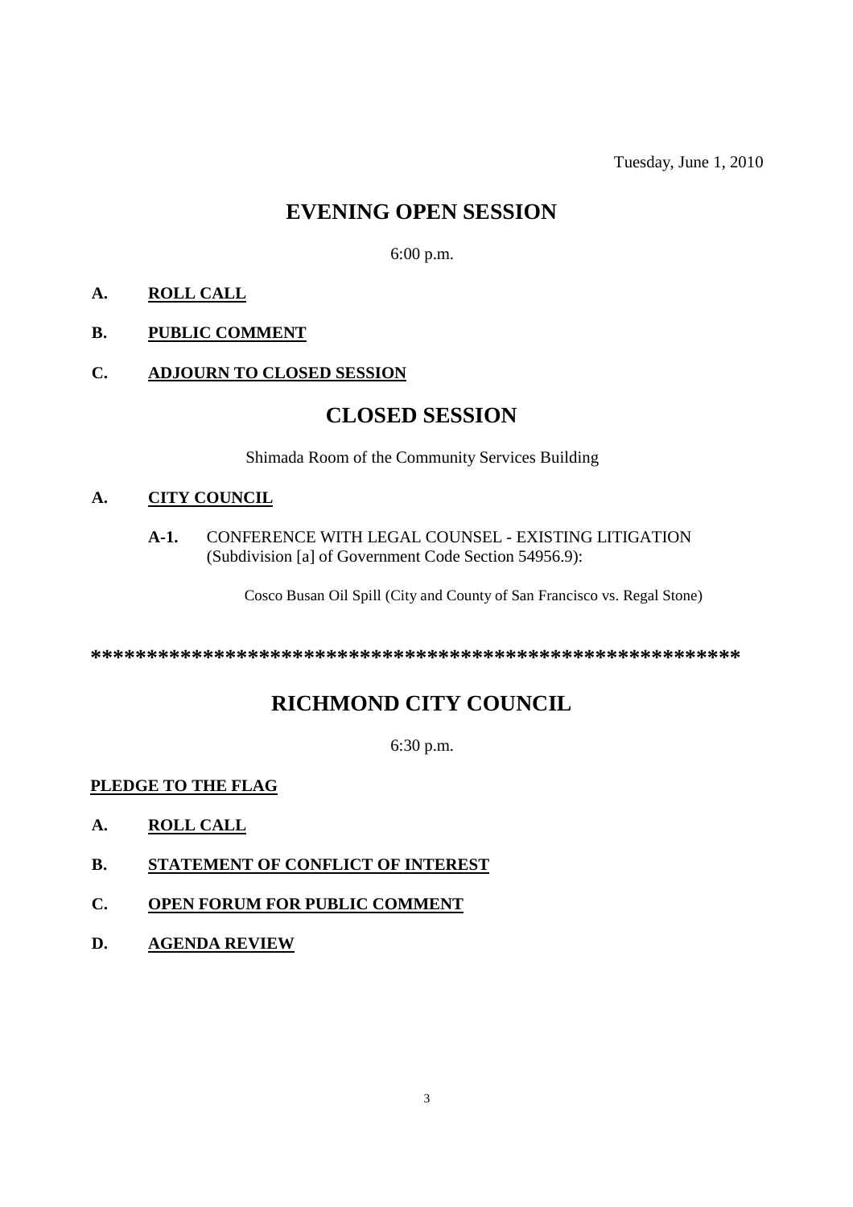Tuesday, June 1, 2010

# EVENING OPEN SESSION

6:00 p.m.

**A. ROLL CALL**

**B. PUBLIC COMMENT**

**C. ADJOURN TO CLOSED SESSION**

# CLOSED SESSION

Shimada Room of the Community Services Building

**A. CITY COUNCIL**

**A-1.** CONFERENCE WITH LEGAL COUNSEL - EXISTING LITIGATION (Subdivision [a] of Government Code Section 54956.9):

Cosco Busan Oil Spill (City and County of San Francisco vs. Regal Stone)

**************************************************************

# RICHMOND CITY COUNCIL

6:30 p.m.

**PLEDGE TO THE FLAG**

**A. ROLL CALL**

**B. STATEMENT OF CONFLICT OF INTEREST**

**C. OPEN FORUM FOR PUBLIC COMMENT**

**D. AGENDA REVIEW**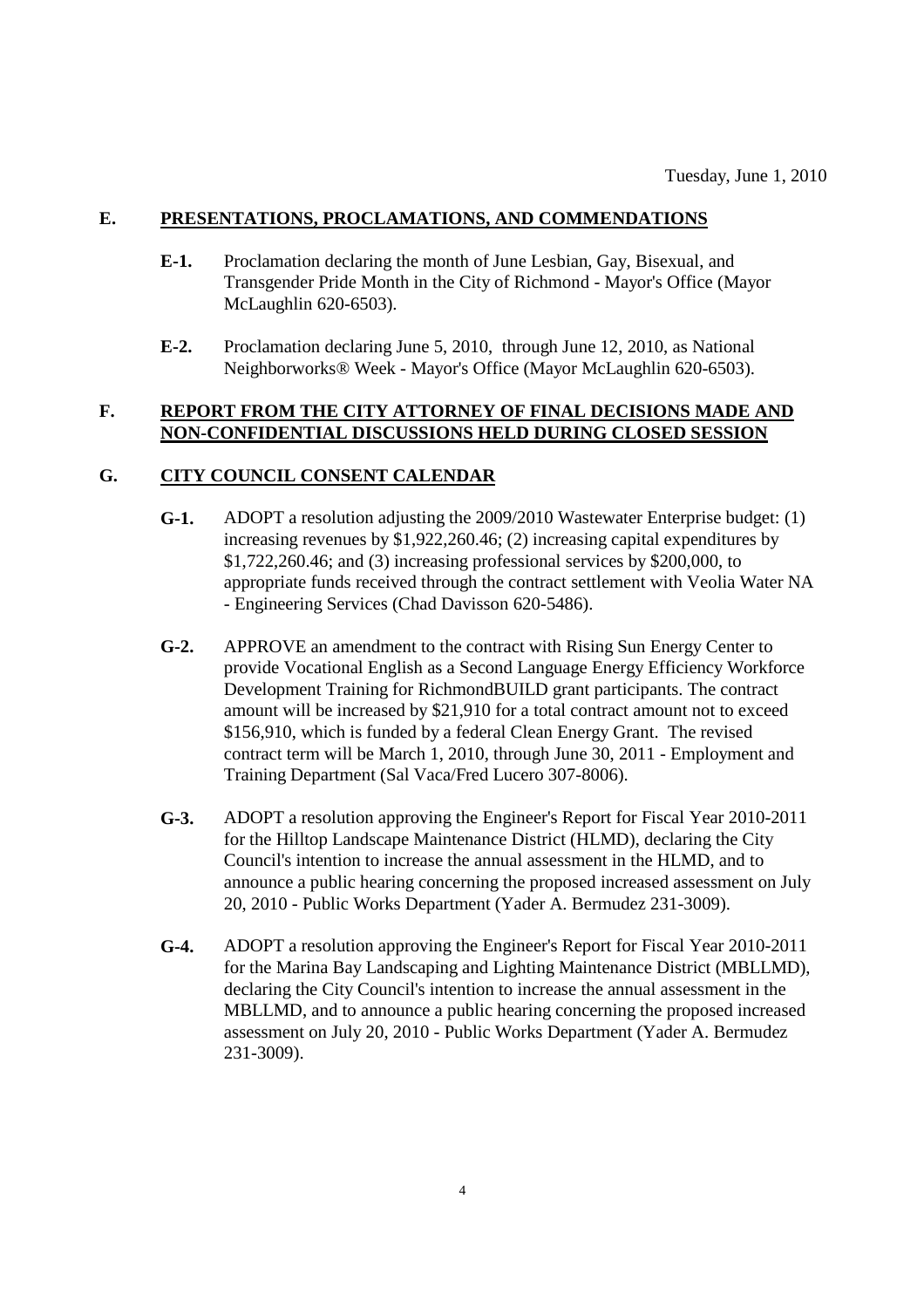Tuesday, June 1, 2010

## E. PRESENTATIONS, PROCLAMATIONS, AND COMMENDATIONS

**E-1.** Proclamation declaring the month of June Lesbian, Gay, Bisexual, and Transgender Pride Month in the City of Richmond - Mayor's Office (Mayor McLaughlin 620-6503).

**E-2.** Proclamation declaring June 5, 2010, through June 12, 2010, as National Neighborworks® Week - Mayor's Office (Mayor McLaughlin 620-6503).

## F. REPORT FROM THE CITY ATTORNEY OF FINAL DECISIONS MADE AND NON-CONFIDENTIAL DISCUSSIONS HELD DURING CLOSED SESSION

## G. CITY COUNCIL CONSENT CALENDAR

**G-1.** ADOPT a resolution adjusting the 2009/2010 Wastewater Enterprise budget: (1) increasing revenues by $1,922,260.46; (2) increasing capital expenditures by $1,722,260.46; and (3) increasing professional services by $200,000, to appropriate funds received through the contract settlement with Veolia Water NA - Engineering Services (Chad Davisson 620-5486).

**G-2.** APPROVE an amendment to the contract with Rising Sun Energy Center to provide Vocational English as a Second Language Energy Efficiency Workforce Development Training for RichmondBUILD grant participants. The contract amount will be increased by $21,910 for a total contract amount not to exceed $156,910, which is funded by a federal Clean Energy Grant. The revised contract term will be March 1, 2010, through June 30, 2011 - Employment and Training Department (Sal Vaca/Fred Lucero 307-8006).

**G-3.** ADOPT a resolution approving the Engineer's Report for Fiscal Year 2010-2011 for the Hilltop Landscape Maintenance District (HLMD), declaring the City Council's intention to increase the annual assessment in the HLMD, and to announce a public hearing concerning the proposed increased assessment on July 20, 2010 - Public Works Department (Yader A. Bermudez 231-3009).

**G-4.** ADOPT a resolution approving the Engineer's Report for Fiscal Year 2010-2011 for the Marina Bay Landscaping and Lighting Maintenance District (MBLLMD), declaring the City Council's intention to increase the annual assessment in the MBLLMD, and to announce a public hearing concerning the proposed increased assessment on July 20, 2010 - Public Works Department (Yader A. Bermudez 231-3009).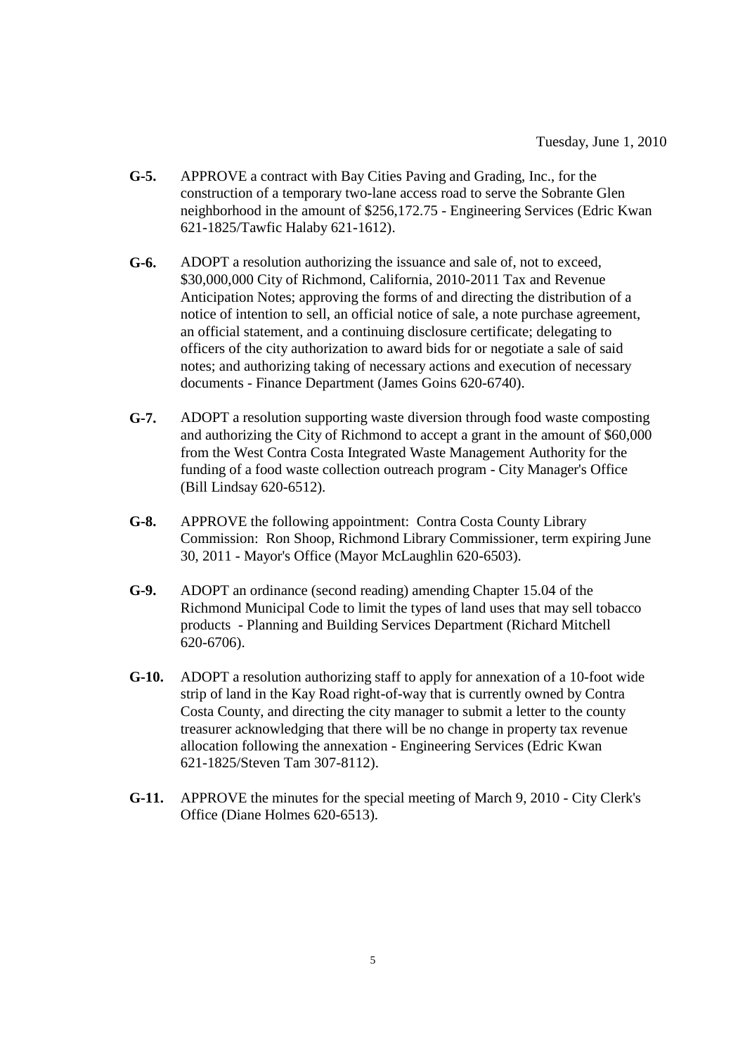**G-5.** APPROVE a contract with Bay Cities Paving and Grading, Inc., for the construction of a temporary two-lane access road to serve the Sobrante Glen neighborhood in the amount of $256,172.75 - Engineering Services (Edric Kwan 621-1825/Tawfic Halaby 621-1612).

**G-6.** ADOPT a resolution authorizing the issuance and sale of, not to exceed, $30,000,000 City of Richmond, California, 2010-2011 Tax and Revenue Anticipation Notes; approving the forms of and directing the distribution of a notice of intention to sell, an official notice of sale, a note purchase agreement, an official statement, and a continuing disclosure certificate; delegating to officers of the city authorization to award bids for or negotiate a sale of said notes; and authorizing taking of necessary actions and execution of necessary documents - Finance Department (James Goins 620-6740).

**G-7.** ADOPT a resolution supporting waste diversion through food waste composting and authorizing the City of Richmond to accept a grant in the amount of $60,000 from the West Contra Costa Integrated Waste Management Authority for the funding of a food waste collection outreach program - City Manager's Office (Bill Lindsay 620-6512).

**G-8.** APPROVE the following appointment: Contra Costa County Library Commission: Ron Shoop, Richmond Library Commissioner, term expiring June 30, 2011 - Mayor's Office (Mayor McLaughlin 620-6503).

**G-9.** ADOPT an ordinance (second reading) amending Chapter 15.04 of the Richmond Municipal Code to limit the types of land uses that may sell tobacco products - Planning and Building Services Department (Richard Mitchell 620-6706).

**G-10.** ADOPT a resolution authorizing staff to apply for annexation of a 10-foot wide strip of land in the Kay Road right-of-way that is currently owned by Contra Costa County, and directing the city manager to submit a letter to the county treasurer acknowledging that there will be no change in property tax revenue allocation following the annexation - Engineering Services (Edric Kwan 621-1825/Steven Tam 307-8112).

**G-11.** APPROVE the minutes for the special meeting of March 9, 2010 - City Clerk's Office (Diane Holmes 620-6513).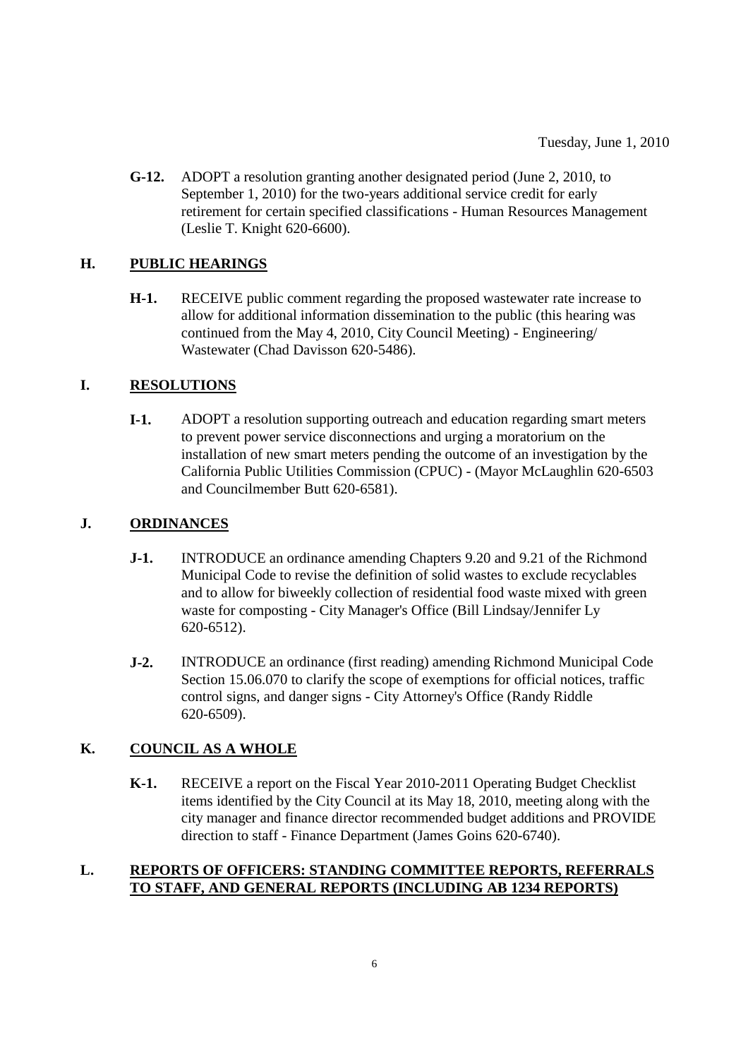Tuesday, June 1, 2010

**G-12.** ADOPT a resolution granting another designated period (June 2, 2010, to September 1, 2010) for the two-years additional service credit for early retirement for certain specified classifications - Human Resources Management (Leslie T. Knight 620-6600).

## H. PUBLIC HEARINGS

**H-1.** RECEIVE public comment regarding the proposed wastewater rate increase to allow for additional information dissemination to the public (this hearing was continued from the May 4, 2010, City Council Meeting) - Engineering/ Wastewater (Chad Davisson 620-5486).

## I. RESOLUTIONS

**I-1.** ADOPT a resolution supporting outreach and education regarding smart meters to prevent power service disconnections and urging a moratorium on the installation of new smart meters pending the outcome of an investigation by the California Public Utilities Commission (CPUC) - (Mayor McLaughlin 620-6503 and Councilmember Butt 620-6581).

## J. ORDINANCES

**J-1.** INTRODUCE an ordinance amending Chapters 9.20 and 9.21 of the Richmond Municipal Code to revise the definition of solid wastes to exclude recyclables and to allow for biweekly collection of residential food waste mixed with green waste for composting - City Manager's Office (Bill Lindsay/Jennifer Ly 620-6512).

**J-2.** INTRODUCE an ordinance (first reading) amending Richmond Municipal Code Section 15.06.070 to clarify the scope of exemptions for official notices, traffic control signs, and danger signs - City Attorney's Office (Randy Riddle 620-6509).

## K. COUNCIL AS A WHOLE

**K-1.** RECEIVE a report on the Fiscal Year 2010-2011 Operating Budget Checklist items identified by the City Council at its May 18, 2010, meeting along with the city manager and finance director recommended budget additions and PROVIDE direction to staff - Finance Department (James Goins 620-6740).

## L. REPORTS OF OFFICERS: STANDING COMMITTEE REPORTS, REFERRALS TO STAFF, AND GENERAL REPORTS (INCLUDING AB 1234 REPORTS)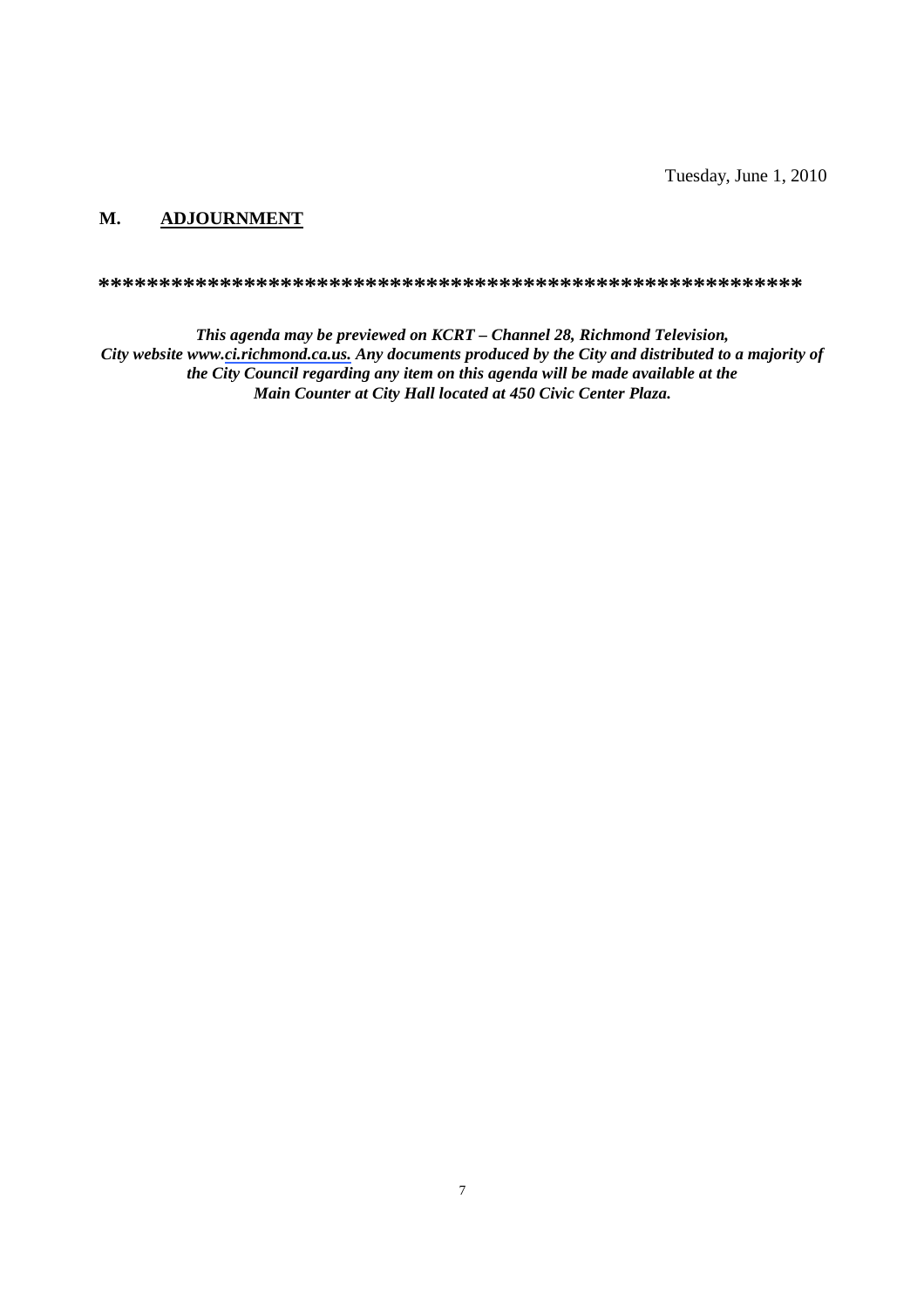Tuesday, June 1, 2010

## M. ADJOURNMENT

*************************************************************

***This agenda may be previewed on KCRT – Channel 28, Richmond Television, City website www.ci.richmond.ca.us. Any documents produced by the City and distributed to a majority of the City Council regarding any item on this agenda will be made available at the Main Counter at City Hall located at 450 Civic Center Plaza.***